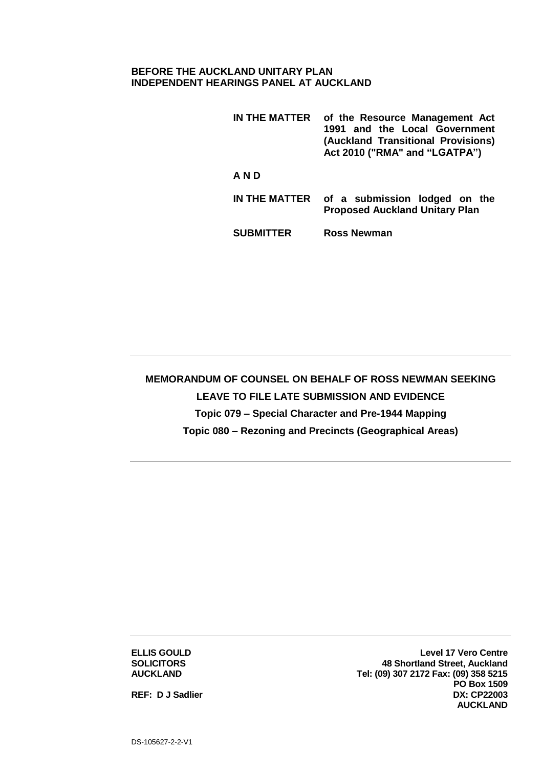**BEFORE THE AUCKLAND UNITARY PLAN INDEPENDENT HEARINGS PANEL AT AUCKLAND**

| | |
|---|---|
| **IN THE MATTER** | **of the Resource Management Act 1991 and the Local Government (Auckland Transitional Provisions) Act 2010 ("RMA" and "LGATPA")** |
| **A N D** | |
| **IN THE MATTER** | **of a submission lodged on the Proposed Auckland Unitary Plan** |
| **SUBMITTER** | **Ross Newman** |

---

**MEMORANDUM OF COUNSEL ON BEHALF OF ROSS NEWMAN SEEKING LEAVE TO FILE LATE SUBMISSION AND EVIDENCE**

**Topic 079 – Special Character and Pre-1944 Mapping**

**Topic 080 – Rezoning and Precincts (Geographical Areas)**

---

**ELLIS GOULD**
**SOLICITORS**
**AUCKLAND**

**REF: D J Sadlier**

**Level 17 Vero Centre**
**48 Shortland Street, Auckland**
**Tel: (09) 307 2172 Fax: (09) 358 5215**
**PO Box 1509**
**DX: CP22003**
**AUCKLAND**

DS-105627-2-2-V1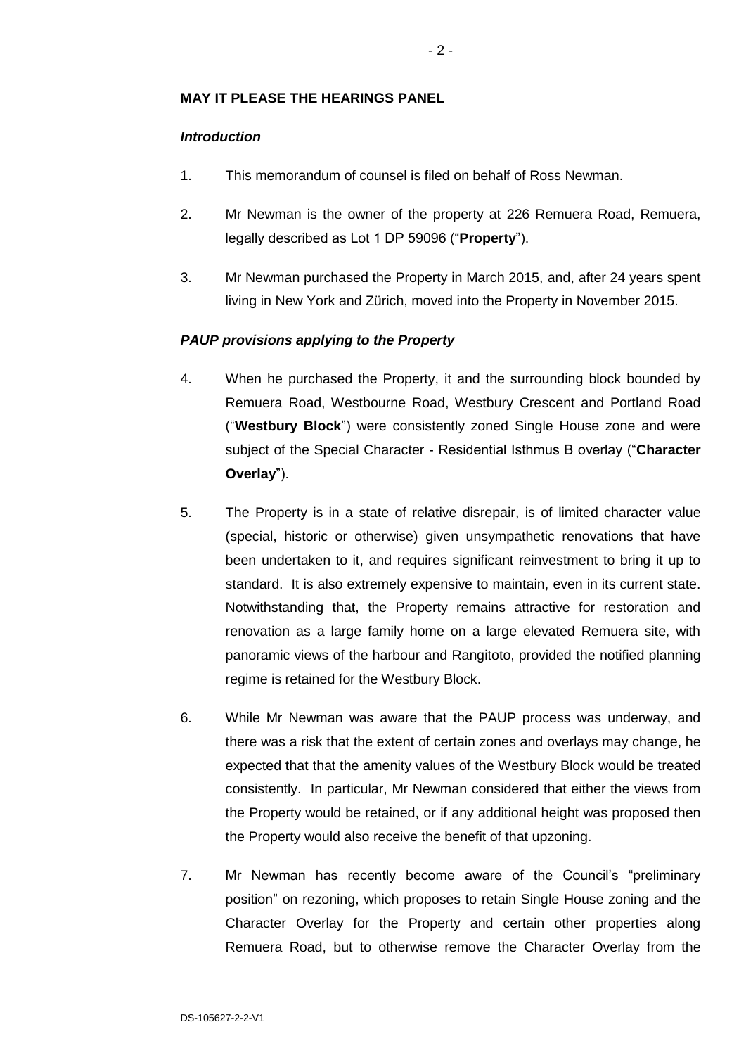**MAY IT PLEASE THE HEARINGS PANEL**

***Introduction***

1. This memorandum of counsel is filed on behalf of Ross Newman.

2. Mr Newman is the owner of the property at 226 Remuera Road, Remuera, legally described as Lot 1 DP 59096 ("**Property**").

3. Mr Newman purchased the Property in March 2015, and, after 24 years spent living in New York and Zürich, moved into the Property in November 2015.

***PAUP provisions applying to the Property***

4. When he purchased the Property, it and the surrounding block bounded by Remuera Road, Westbourne Road, Westbury Crescent and Portland Road ("**Westbury Block**") were consistently zoned Single House zone and were subject of the Special Character - Residential Isthmus B overlay ("**Character Overlay**").

5. The Property is in a state of relative disrepair, is of limited character value (special, historic or otherwise) given unsympathetic renovations that have been undertaken to it, and requires significant reinvestment to bring it up to standard. It is also extremely expensive to maintain, even in its current state. Notwithstanding that, the Property remains attractive for restoration and renovation as a large family home on a large elevated Remuera site, with panoramic views of the harbour and Rangitoto, provided the notified planning regime is retained for the Westbury Block.

6. While Mr Newman was aware that the PAUP process was underway, and there was a risk that the extent of certain zones and overlays may change, he expected that that the amenity values of the Westbury Block would be treated consistently. In particular, Mr Newman considered that either the views from the Property would be retained, or if any additional height was proposed then the Property would also receive the benefit of that upzoning.

7. Mr Newman has recently become aware of the Council's "preliminary position" on rezoning, which proposes to retain Single House zoning and the Character Overlay for the Property and certain other properties along Remuera Road, but to otherwise remove the Character Overlay from the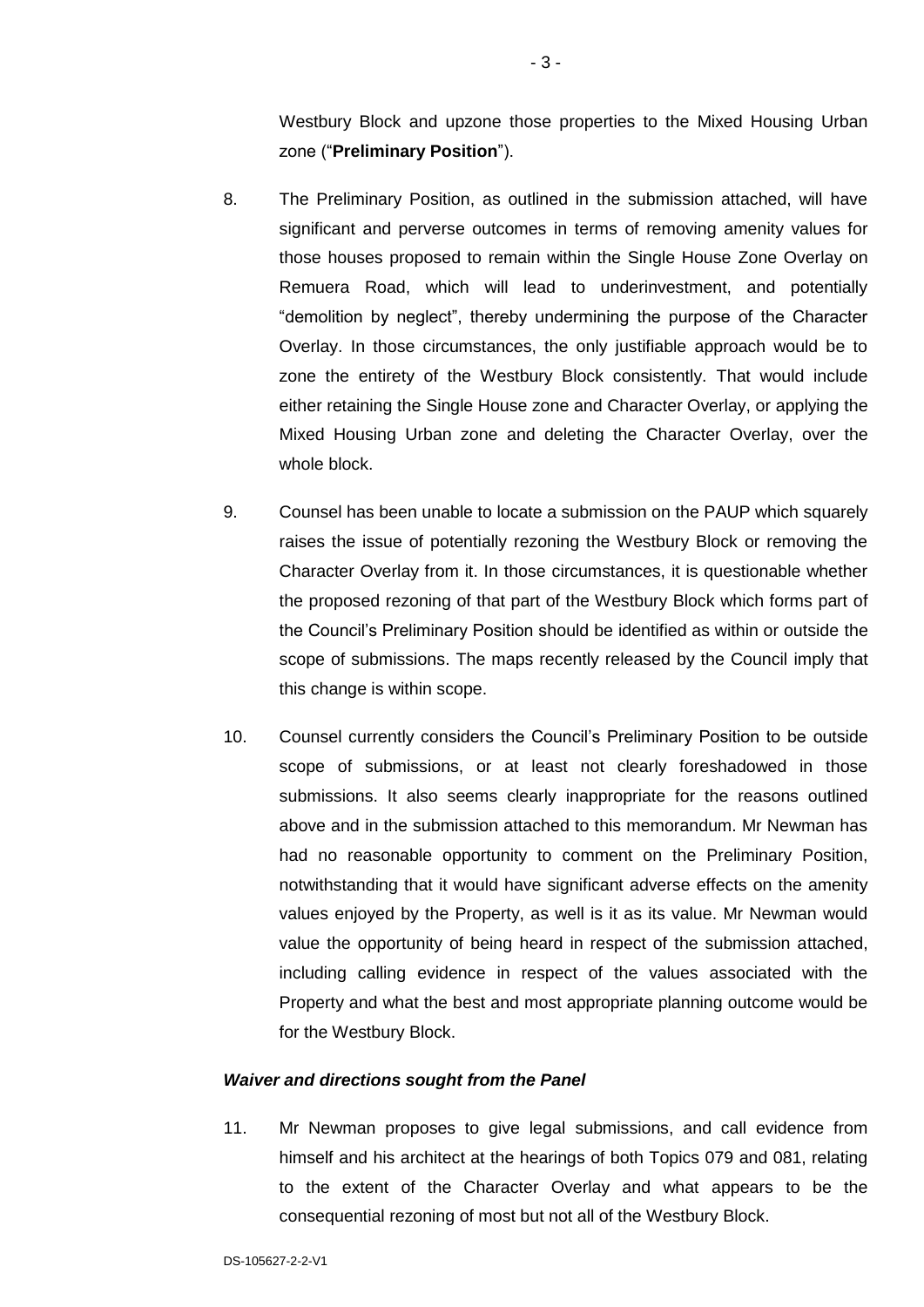Westbury Block and upzone those properties to the Mixed Housing Urban zone ("**Preliminary Position**").

8. The Preliminary Position, as outlined in the submission attached, will have significant and perverse outcomes in terms of removing amenity values for those houses proposed to remain within the Single House Zone Overlay on Remuera Road, which will lead to underinvestment, and potentially "demolition by neglect", thereby undermining the purpose of the Character Overlay. In those circumstances, the only justifiable approach would be to zone the entirety of the Westbury Block consistently. That would include either retaining the Single House zone and Character Overlay, or applying the Mixed Housing Urban zone and deleting the Character Overlay, over the whole block.

9. Counsel has been unable to locate a submission on the PAUP which squarely raises the issue of potentially rezoning the Westbury Block or removing the Character Overlay from it. In those circumstances, it is questionable whether the proposed rezoning of that part of the Westbury Block which forms part of the Council's Preliminary Position should be identified as within or outside the scope of submissions. The maps recently released by the Council imply that this change is within scope.

10. Counsel currently considers the Council's Preliminary Position to be outside scope of submissions, or at least not clearly foreshadowed in those submissions. It also seems clearly inappropriate for the reasons outlined above and in the submission attached to this memorandum. Mr Newman has had no reasonable opportunity to comment on the Preliminary Position, notwithstanding that it would have significant adverse effects on the amenity values enjoyed by the Property, as well is it as its value. Mr Newman would value the opportunity of being heard in respect of the submission attached, including calling evidence in respect of the values associated with the Property and what the best and most appropriate planning outcome would be for the Westbury Block.

### *Waiver and directions sought from the Panel*

11. Mr Newman proposes to give legal submissions, and call evidence from himself and his architect at the hearings of both Topics 079 and 081, relating to the extent of the Character Overlay and what appears to be the consequential rezoning of most but not all of the Westbury Block.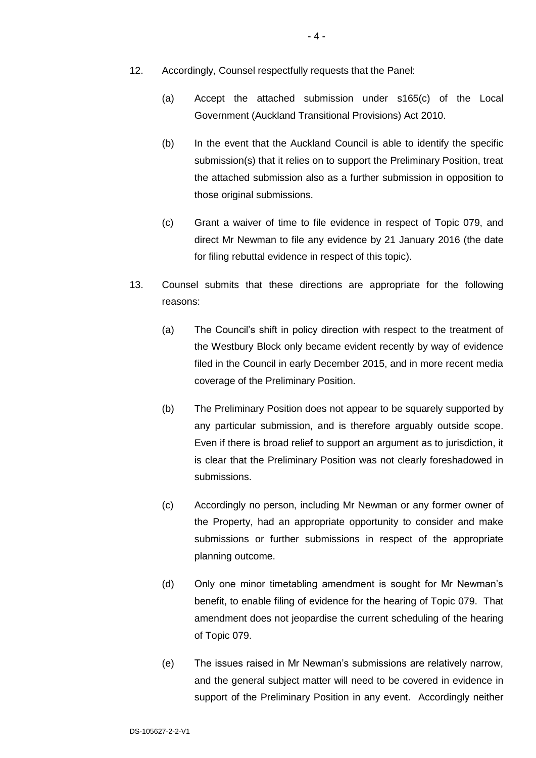12. Accordingly, Counsel respectfully requests that the Panel:

    (a) Accept the attached submission under s165(c) of the Local Government (Auckland Transitional Provisions) Act 2010.

    (b) In the event that the Auckland Council is able to identify the specific submission(s) that it relies on to support the Preliminary Position, treat the attached submission also as a further submission in opposition to those original submissions.

    (c) Grant a waiver of time to file evidence in respect of Topic 079, and direct Mr Newman to file any evidence by 21 January 2016 (the date for filing rebuttal evidence in respect of this topic).

13. Counsel submits that these directions are appropriate for the following reasons:

    (a) The Council's shift in policy direction with respect to the treatment of the Westbury Block only became evident recently by way of evidence filed in the Council in early December 2015, and in more recent media coverage of the Preliminary Position.

    (b) The Preliminary Position does not appear to be squarely supported by any particular submission, and is therefore arguably outside scope. Even if there is broad relief to support an argument as to jurisdiction, it is clear that the Preliminary Position was not clearly foreshadowed in submissions.

    (c) Accordingly no person, including Mr Newman or any former owner of the Property, had an appropriate opportunity to consider and make submissions or further submissions in respect of the appropriate planning outcome.

    (d) Only one minor timetabling amendment is sought for Mr Newman's benefit, to enable filing of evidence for the hearing of Topic 079. That amendment does not jeopardise the current scheduling of the hearing of Topic 079.

    (e) The issues raised in Mr Newman's submissions are relatively narrow, and the general subject matter will need to be covered in evidence in support of the Preliminary Position in any event. Accordingly neither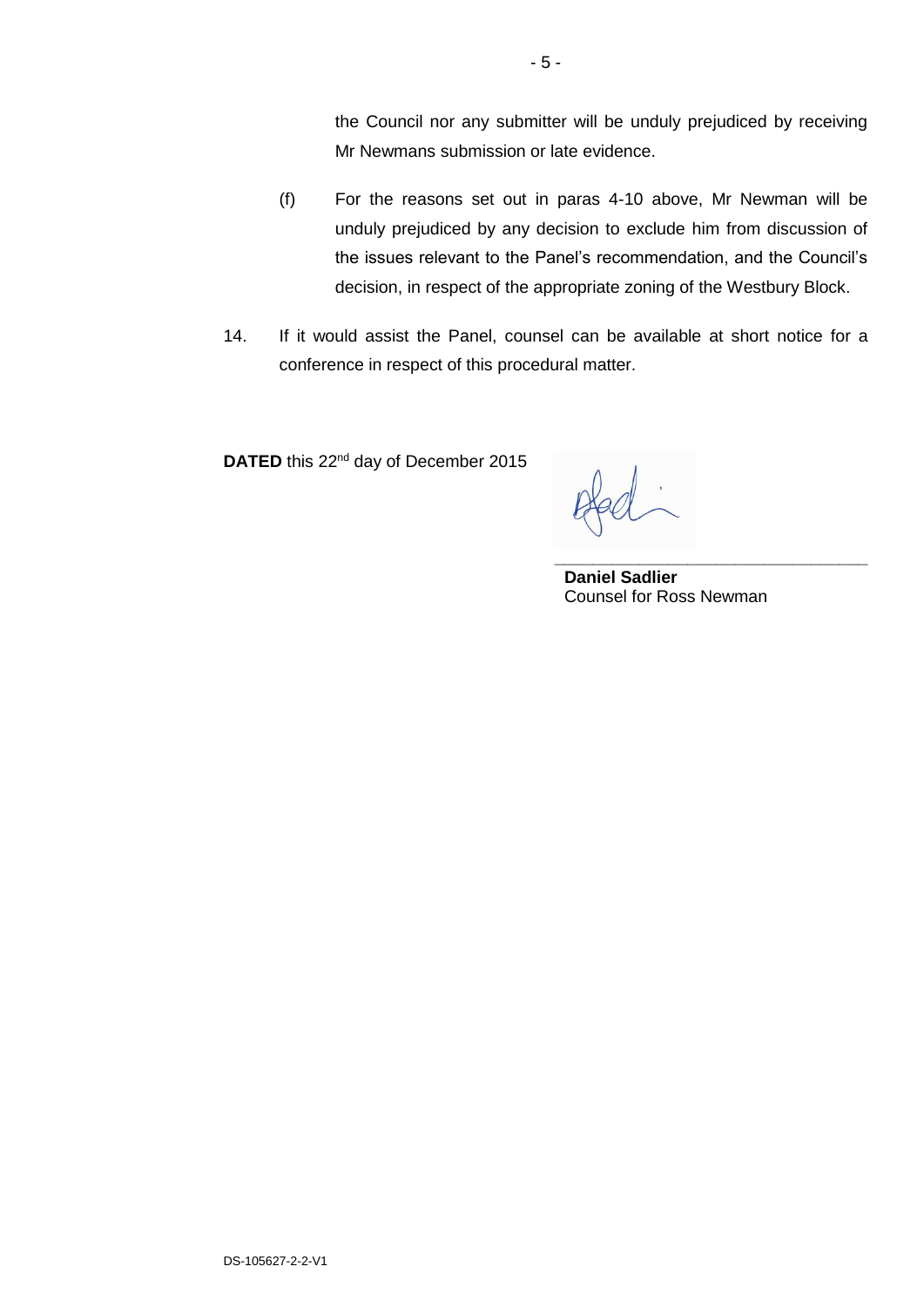the Council nor any submitter will be unduly prejudiced by receiving Mr Newmans submission or late evidence.

(f) For the reasons set out in paras 4-10 above, Mr Newman will be unduly prejudiced by any decision to exclude him from discussion of the issues relevant to the Panel's recommendation, and the Council's decision, in respect of the appropriate zoning of the Westbury Block.

14. If it would assist the Panel, counsel can be available at short notice for a conference in respect of this procedural matter.

**DATED** this 22nd day of December 2015

\_\_\_\_\_\_\_\_\_\_\_\_\_\_\_\_\_\_\_\_\_\_\_\_\_\_\_\_\_\_\_\_\_\_

**Daniel Sadlier**
Counsel for Ross Newman

DS-105627-2-2-V1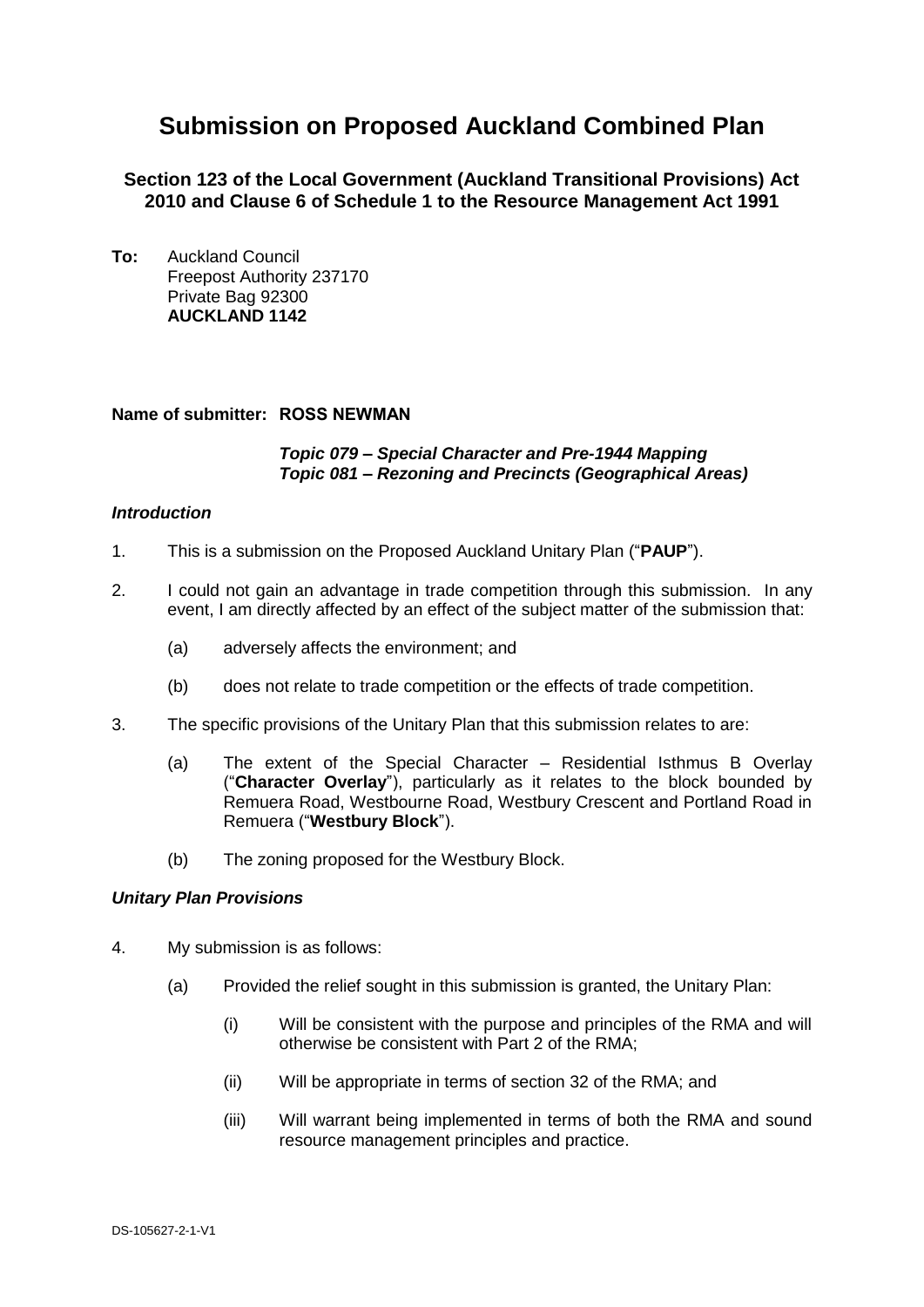# Submission on Proposed Auckland Combined Plan

### Section 123 of the Local Government (Auckland Transitional Provisions) Act 2010 and Clause 6 of Schedule 1 to the Resource Management Act 1991

**To:** Auckland Council
Freepost Authority 237170
Private Bag 92300
**AUCKLAND 1142**

**Name of submitter: ROSS NEWMAN**

***Topic 079 – Special Character and Pre-1944 Mapping***
***Topic 081 – Rezoning and Precincts (Geographical Areas)***

***Introduction***

1. This is a submission on the Proposed Auckland Unitary Plan ("**PAUP**").

2. I could not gain an advantage in trade competition through this submission. In any event, I am directly affected by an effect of the subject matter of the submission that:

    (a) adversely affects the environment; and

    (b) does not relate to trade competition or the effects of trade competition.

3. The specific provisions of the Unitary Plan that this submission relates to are:

    (a) The extent of the Special Character – Residential Isthmus B Overlay ("**Character Overlay**"), particularly as it relates to the block bounded by Remuera Road, Westbourne Road, Westbury Crescent and Portland Road in Remuera ("**Westbury Block**").

    (b) The zoning proposed for the Westbury Block.

***Unitary Plan Provisions***

4. My submission is as follows:

    (a) Provided the relief sought in this submission is granted, the Unitary Plan:

        (i) Will be consistent with the purpose and principles of the RMA and will otherwise be consistent with Part 2 of the RMA;

        (ii) Will be appropriate in terms of section 32 of the RMA; and

        (iii) Will warrant being implemented in terms of both the RMA and sound resource management principles and practice.

DS-105627-2-1-V1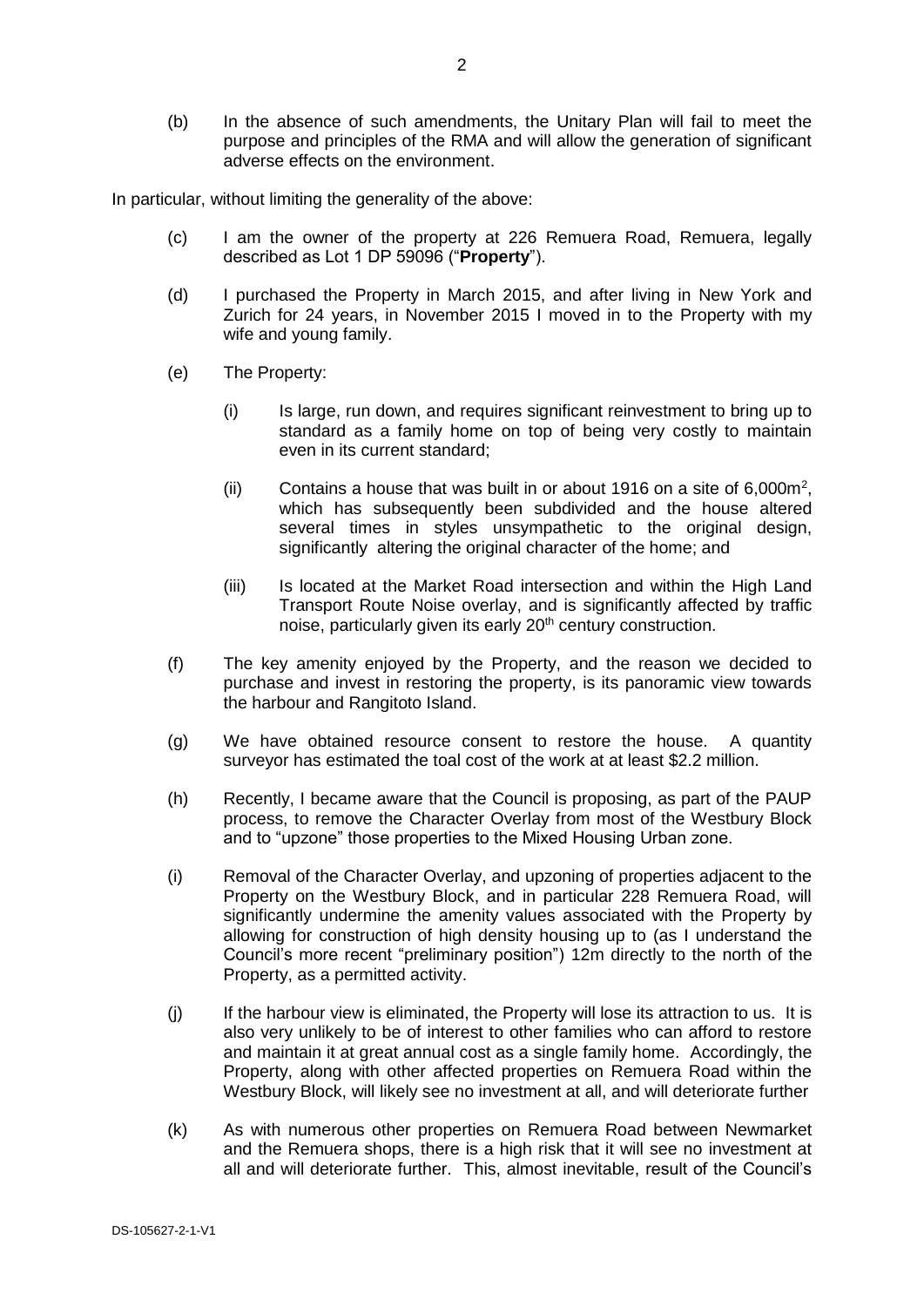(b) In the absence of such amendments, the Unitary Plan will fail to meet the purpose and principles of the RMA and will allow the generation of significant adverse effects on the environment.

In particular, without limiting the generality of the above:

(c) I am the owner of the property at 226 Remuera Road, Remuera, legally described as Lot 1 DP 59096 ("**Property**").

(d) I purchased the Property in March 2015, and after living in New York and Zurich for 24 years, in November 2015 I moved in to the Property with my wife and young family.

(e) The Property:

  (i) Is large, run down, and requires significant reinvestment to bring up to standard as a family home on top of being very costly to maintain even in its current standard;

  (ii) Contains a house that was built in or about 1916 on a site of 6,000m$^2$, which has subsequently been subdivided and the house altered several times in styles unsympathetic to the original design, significantly altering the original character of the home; and

  (iii) Is located at the Market Road intersection and within the High Land Transport Route Noise overlay, and is significantly affected by traffic noise, particularly given its early 20$^{th}$ century construction.

(f) The key amenity enjoyed by the Property, and the reason we decided to purchase and invest in restoring the property, is its panoramic view towards the harbour and Rangitoto Island.

(g) We have obtained resource consent to restore the house. A quantity surveyor has estimated the toal cost of the work at at least $2.2 million.

(h) Recently, I became aware that the Council is proposing, as part of the PAUP process, to remove the Character Overlay from most of the Westbury Block and to "upzone" those properties to the Mixed Housing Urban zone.

(i) Removal of the Character Overlay, and upzoning of properties adjacent to the Property on the Westbury Block, and in particular 228 Remuera Road, will significantly undermine the amenity values associated with the Property by allowing for construction of high density housing up to (as I understand the Council's more recent "preliminary position") 12m directly to the north of the Property, as a permitted activity.

(j) If the harbour view is eliminated, the Property will lose its attraction to us. It is also very unlikely to be of interest to other families who can afford to restore and maintain it at great annual cost as a single family home. Accordingly, the Property, along with other affected properties on Remuera Road within the Westbury Block, will likely see no investment at all, and will deteriorate further

(k) As with numerous other properties on Remuera Road between Newmarket and the Remuera shops, there is a high risk that it will see no investment at all and will deteriorate further. This, almost inevitable, result of the Council's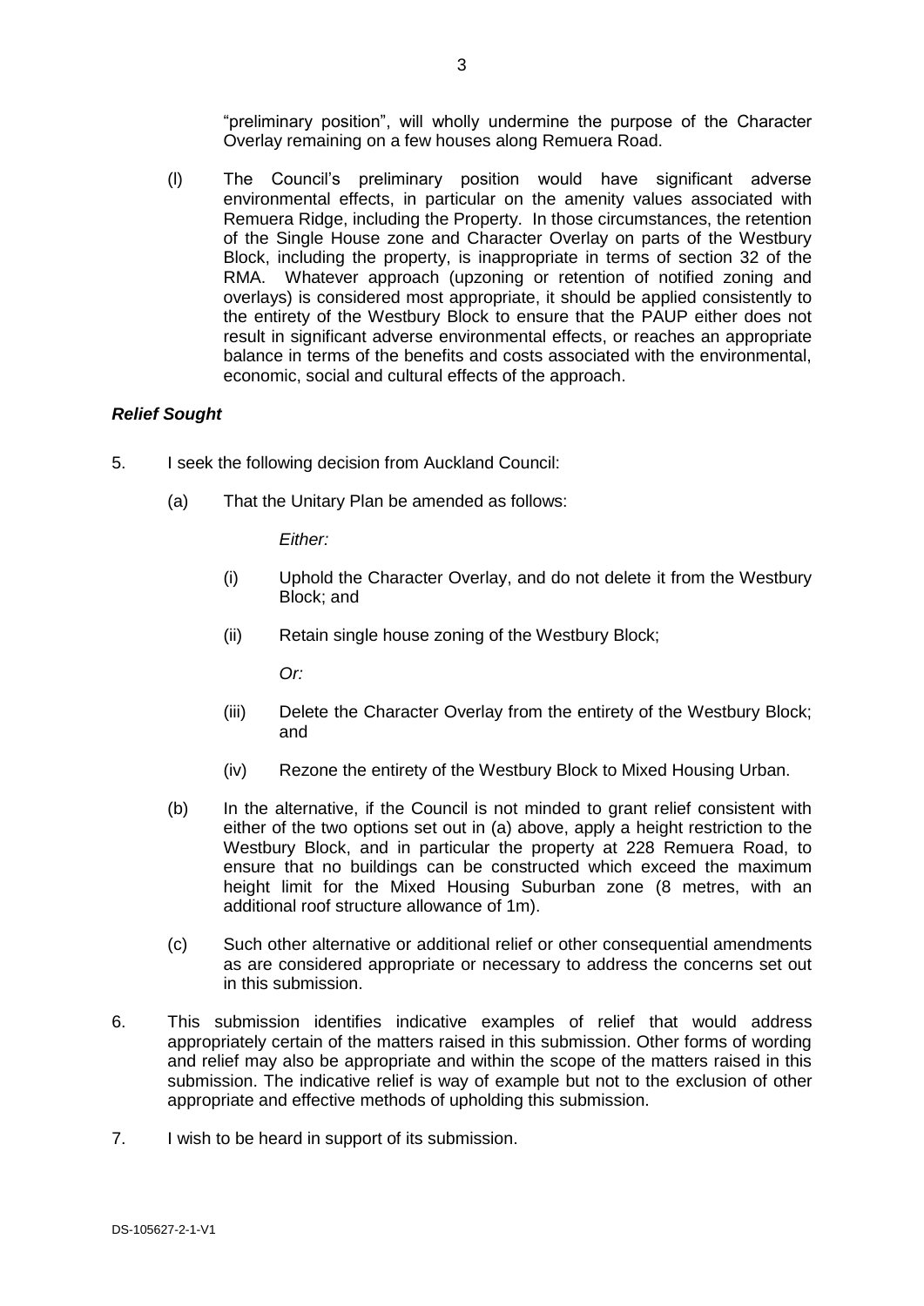"preliminary position", will wholly undermine the purpose of the Character Overlay remaining on a few houses along Remuera Road.

(l) The Council's preliminary position would have significant adverse environmental effects, in particular on the amenity values associated with Remuera Ridge, including the Property. In those circumstances, the retention of the Single House zone and Character Overlay on parts of the Westbury Block, including the property, is inappropriate in terms of section 32 of the RMA. Whatever approach (upzoning or retention of notified zoning and overlays) is considered most appropriate, it should be applied consistently to the entirety of the Westbury Block to ensure that the PAUP either does not result in significant adverse environmental effects, or reaches an appropriate balance in terms of the benefits and costs associated with the environmental, economic, social and cultural effects of the approach.

### *Relief Sought*

5. I seek the following decision from Auckland Council:

   (a) That the Unitary Plan be amended as follows:

      *Either:*

      (i) Uphold the Character Overlay, and do not delete it from the Westbury Block; and

      (ii) Retain single house zoning of the Westbury Block;

      *Or:*

      (iii) Delete the Character Overlay from the entirety of the Westbury Block; and

      (iv) Rezone the entirety of the Westbury Block to Mixed Housing Urban.

   (b) In the alternative, if the Council is not minded to grant relief consistent with either of the two options set out in (a) above, apply a height restriction to the Westbury Block, and in particular the property at 228 Remuera Road, to ensure that no buildings can be constructed which exceed the maximum height limit for the Mixed Housing Suburban zone (8 metres, with an additional roof structure allowance of 1m).

   (c) Such other alternative or additional relief or other consequential amendments as are considered appropriate or necessary to address the concerns set out in this submission.

6. This submission identifies indicative examples of relief that would address appropriately certain of the matters raised in this submission. Other forms of wording and relief may also be appropriate and within the scope of the matters raised in this submission. The indicative relief is way of example but not to the exclusion of other appropriate and effective methods of upholding this submission.

7. I wish to be heard in support of its submission.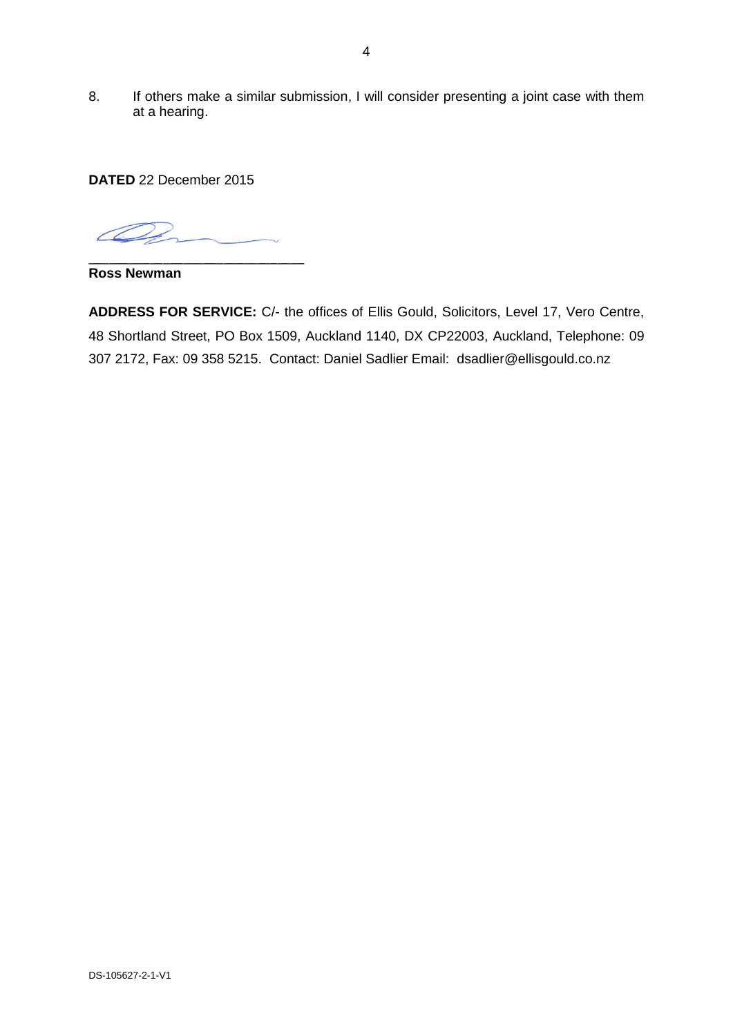8. If others make a similar submission, I will consider presenting a joint case with them at a hearing.

**DATED** 22 December 2015

\_\_\_\_\_\_\_\_\_\_\_\_\_\_\_\_\_\_\_\_\_\_\_\_\_\_\_\_\_\_

**Ross Newman**

**ADDRESS FOR SERVICE:** C/- the offices of Ellis Gould, Solicitors, Level 17, Vero Centre, 48 Shortland Street, PO Box 1509, Auckland 1140, DX CP22003, Auckland, Telephone: 09 307 2172, Fax: 09 358 5215. Contact: Daniel Sadlier Email: dsadlier@ellisgould.co.nz

DS-105627-2-1-V1